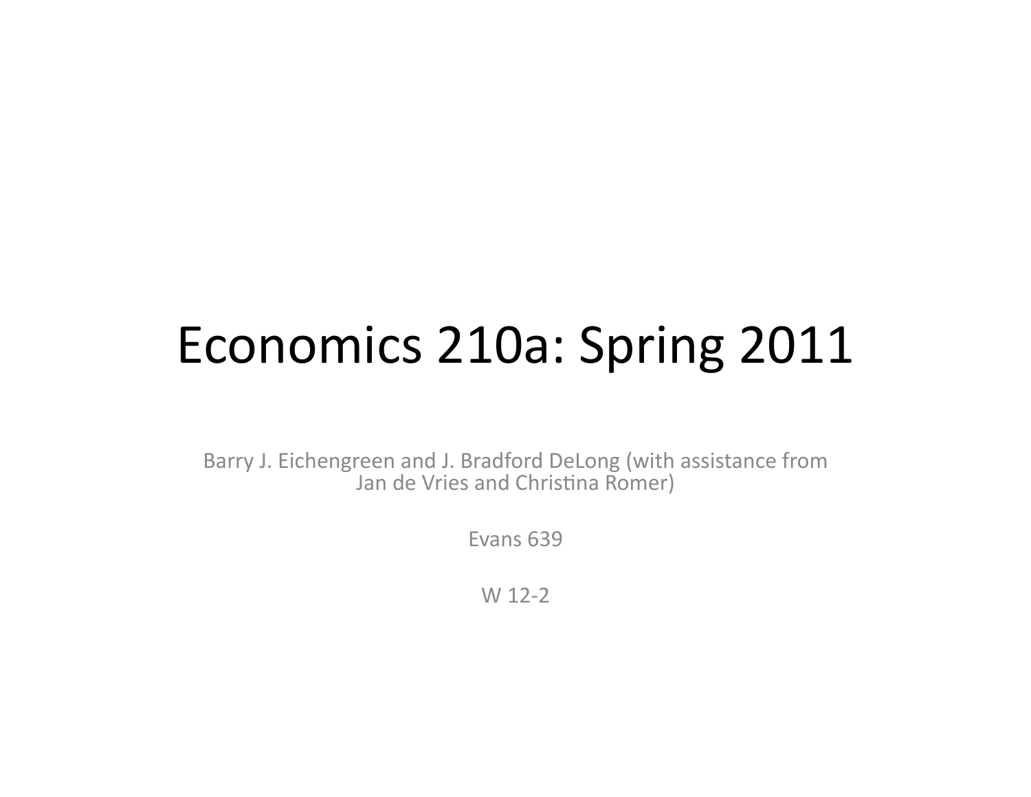# Economics 210a: Spring 2011

Barry J. Eichengreen and J. Bradford DeLong (with assistance from Jan de Vries and Christina Romer)

Evans 639

W 12-2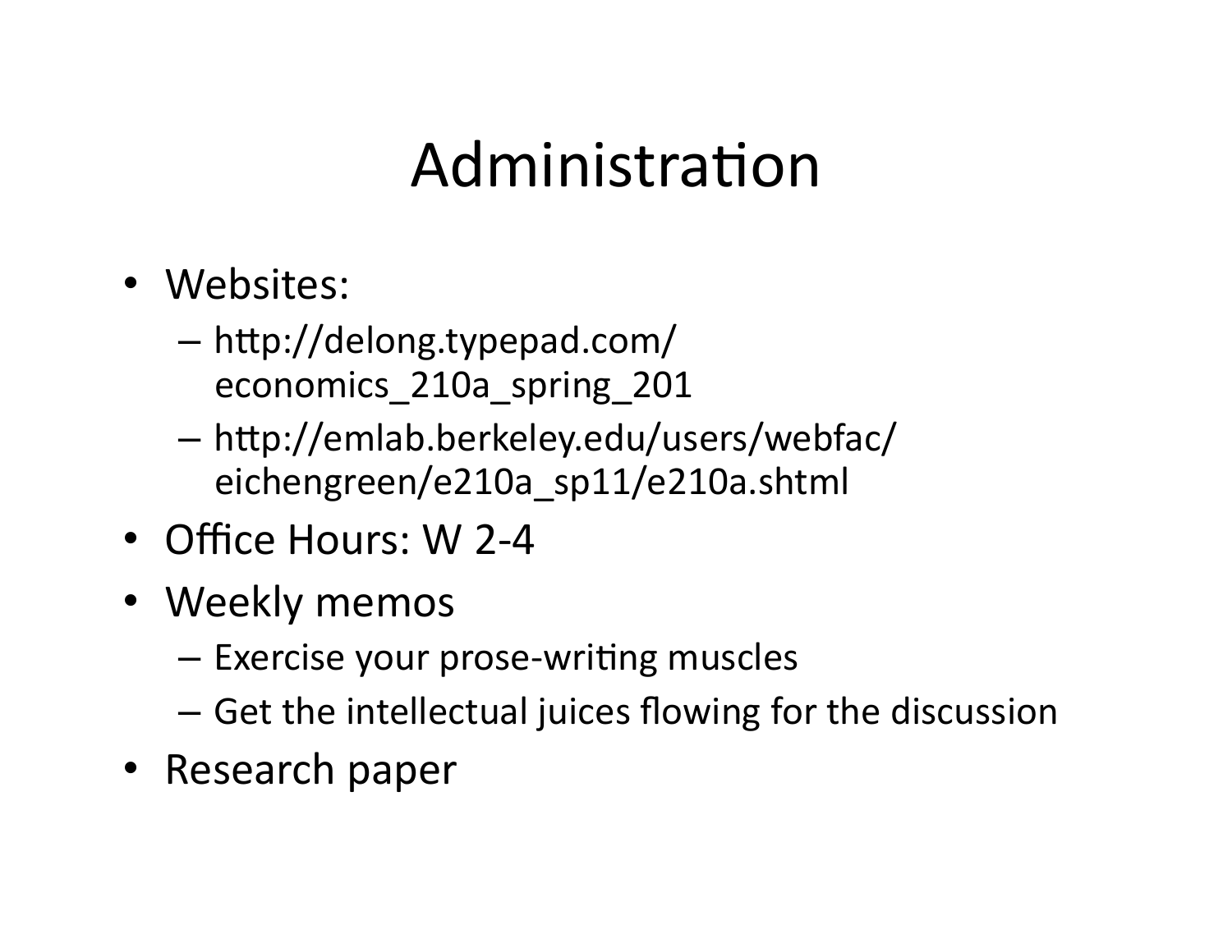# Administration

- Websites:
  - http://delong.typepad.com/economics_210a_spring_201
  - http://emlab.berkeley.edu/users/webfac/eichengreen/e210a_sp11/e210a.shtml
- Office Hours: W 2-4
- Weekly memos
  - Exercise your prose-writing muscles
  - Get the intellectual juices flowing for the discussion
- Research paper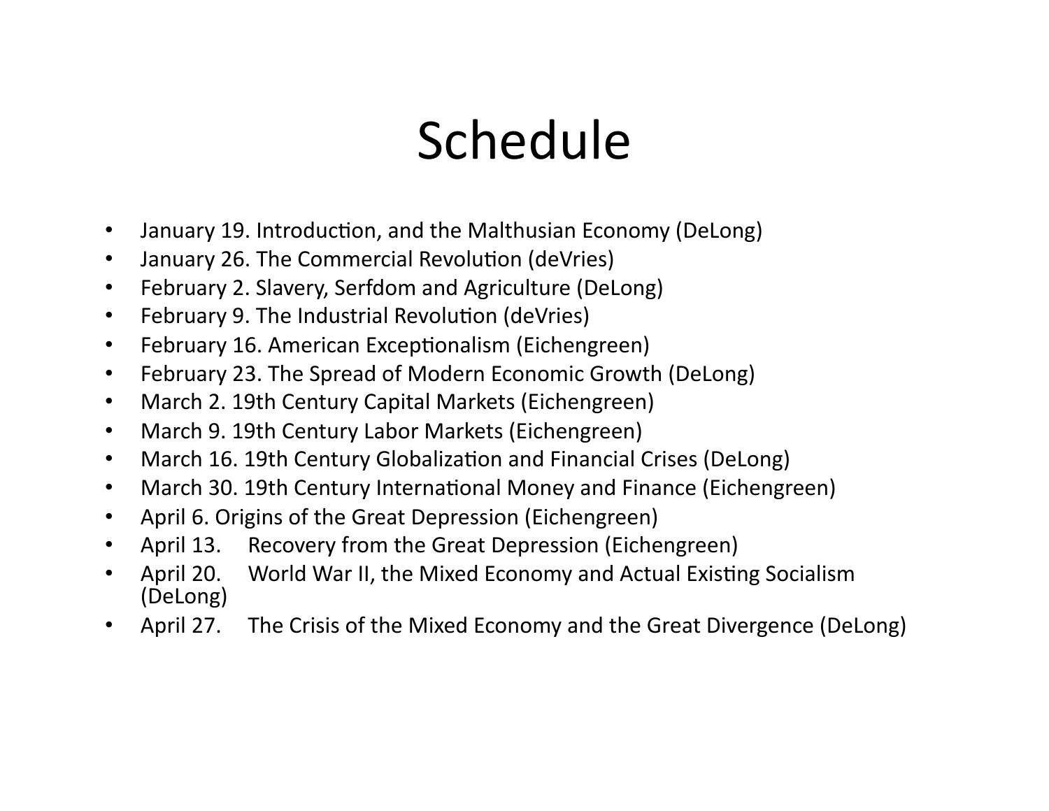# Schedule

- January 19. Introduction, and the Malthusian Economy (DeLong)
- January 26. The Commercial Revolution (deVries)
- February 2. Slavery, Serfdom and Agriculture (DeLong)
- February 9. The Industrial Revolution (deVries)
- February 16. American Exceptionalism (Eichengreen)
- February 23. The Spread of Modern Economic Growth (DeLong)
- March 2. 19th Century Capital Markets (Eichengreen)
- March 9. 19th Century Labor Markets (Eichengreen)
- March 16. 19th Century Globalization and Financial Crises (DeLong)
- March 30. 19th Century International Money and Finance (Eichengreen)
- April 6. Origins of the Great Depression (Eichengreen)
- April 13. Recovery from the Great Depression (Eichengreen)
- April 20. World War II, the Mixed Economy and Actual Existing Socialism (DeLong)
- April 27. The Crisis of the Mixed Economy and the Great Divergence (DeLong)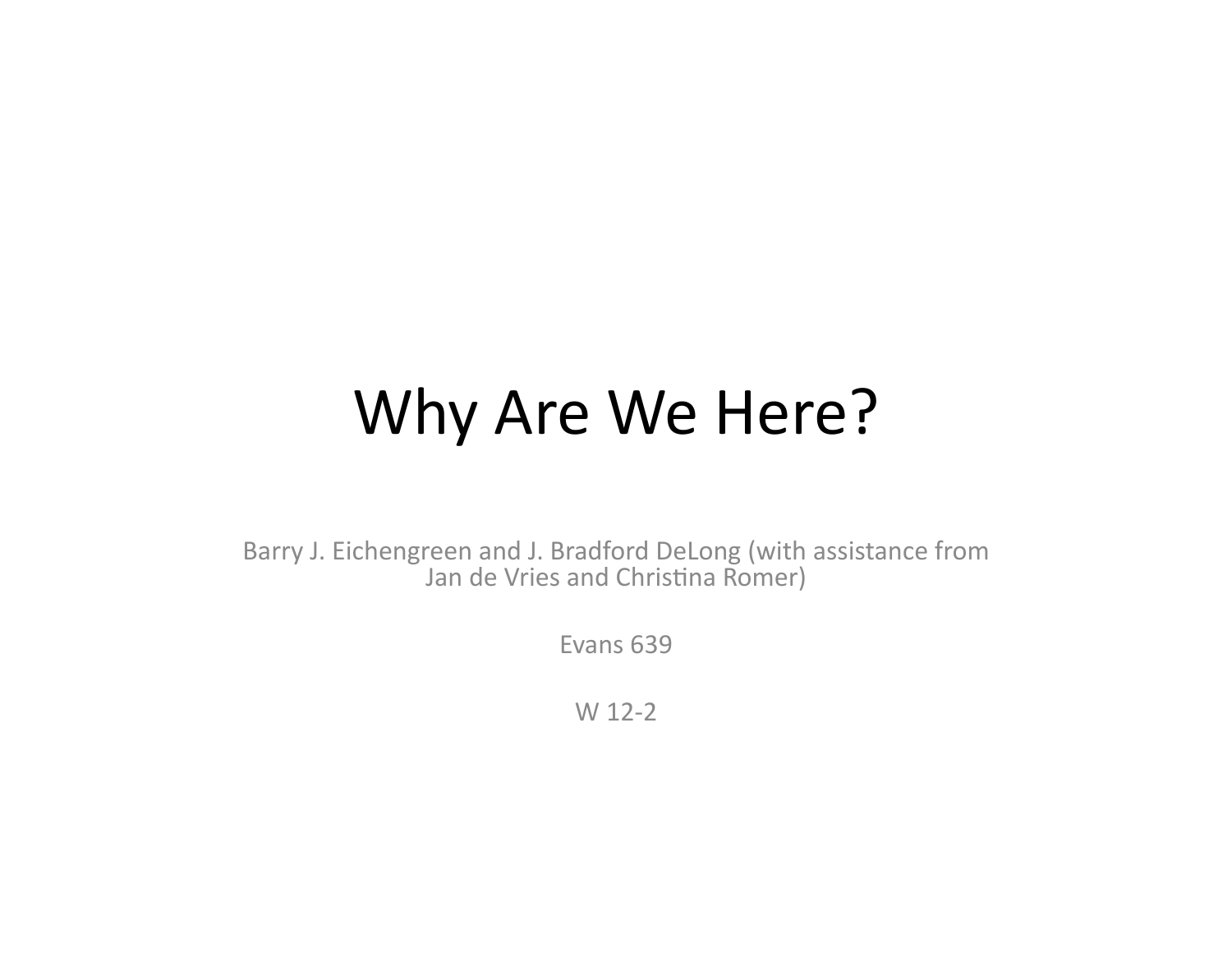# Why Are We Here?

Barry J. Eichengreen and J. Bradford DeLong (with assistance from Jan de Vries and Christina Romer)

Evans 639

W 12-2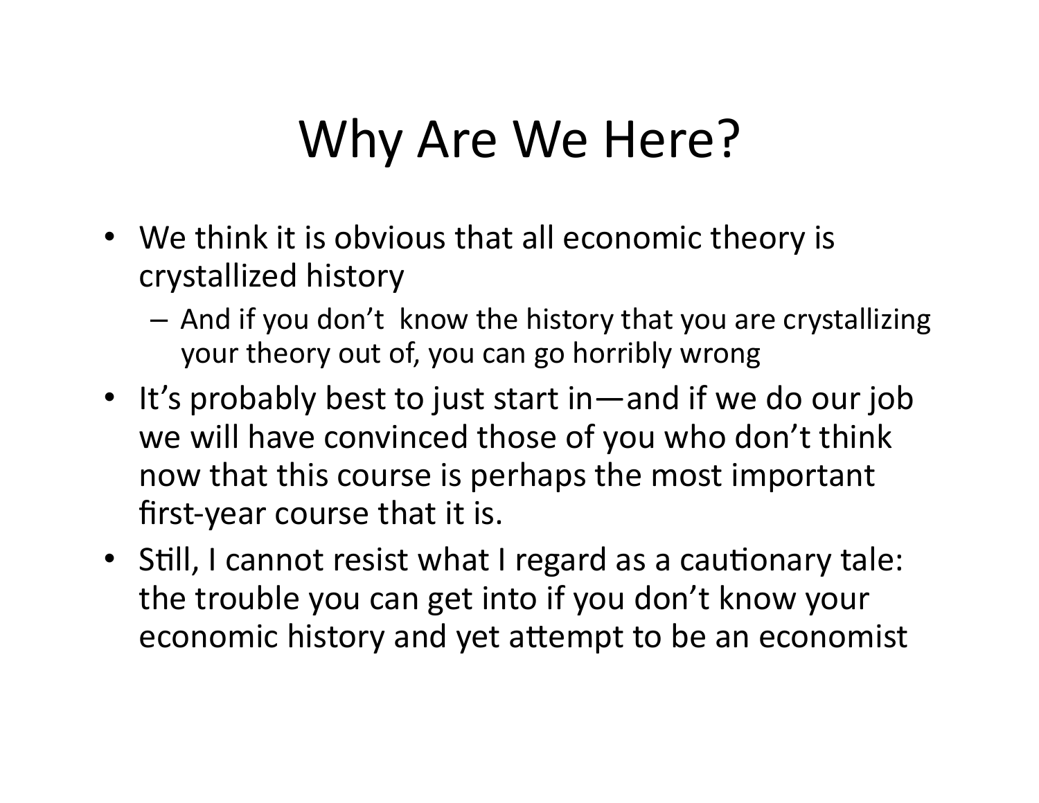# Why Are We Here?

- We think it is obvious that all economic theory is crystallized history
  - And if you don't know the history that you are crystallizing your theory out of, you can go horribly wrong
- It's probably best to just start in—and if we do our job we will have convinced those of you who don't think now that this course is perhaps the most important first-year course that it is.
- Still, I cannot resist what I regard as a cautionary tale: the trouble you can get into if you don't know your economic history and yet attempt to be an economist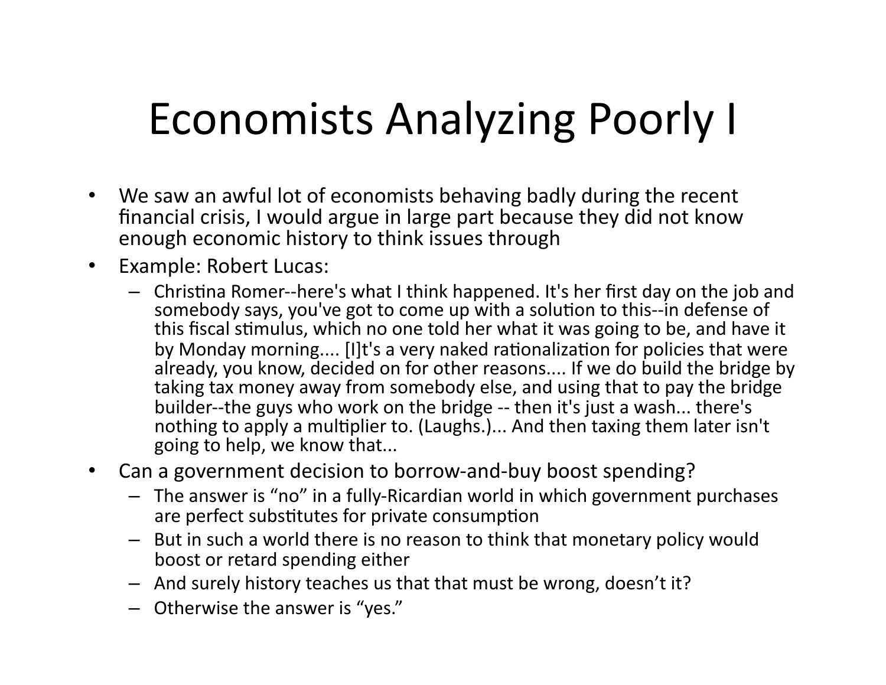# Economists Analyzing Poorly I

- We saw an awful lot of economists behaving badly during the recent financial crisis, I would argue in large part because they did not know enough economic history to think issues through
- Example: Robert Lucas:
  - Christina Romer--here's what I think happened. It's her first day on the job and somebody says, you've got to come up with a solution to this--in defense of this fiscal stimulus, which no one told her what it was going to be, and have it by Monday morning.... [I]t's a very naked rationalization for policies that were already, you know, decided on for other reasons.... If we do build the bridge by taking tax money away from somebody else, and using that to pay the bridge builder--the guys who work on the bridge -- then it's just a wash... there's nothing to apply a multiplier to. (Laughs.)... And then taxing them later isn't going to help, we know that...
- Can a government decision to borrow-and-buy boost spending?
  - The answer is "no" in a fully-Ricardian world in which government purchases are perfect substitutes for private consumption
  - But in such a world there is no reason to think that monetary policy would boost or retard spending either
  - And surely history teaches us that that must be wrong, doesn't it?
  - Otherwise the answer is "yes."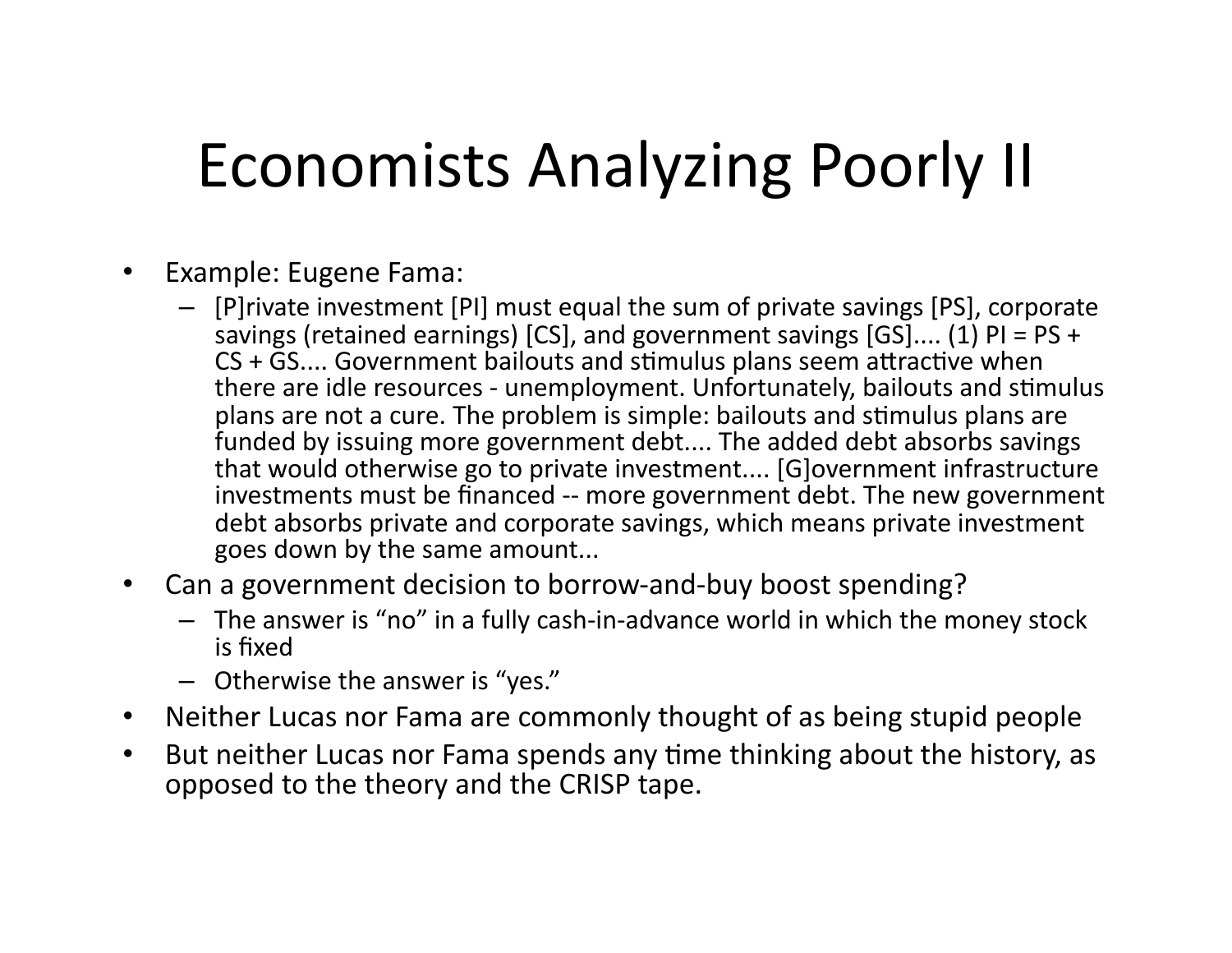# Economists Analyzing Poorly II

- Example: Eugene Fama:
  - [P]rivate investment [PI] must equal the sum of private savings [PS], corporate savings (retained earnings) [CS], and government savings [GS].... (1) PI = PS + CS + GS.... Government bailouts and stimulus plans seem attractive when there are idle resources - unemployment. Unfortunately, bailouts and stimulus plans are not a cure. The problem is simple: bailouts and stimulus plans are funded by issuing more government debt.... The added debt absorbs savings that would otherwise go to private investment.... [G]overnment infrastructure investments must be financed -- more government debt. The new government debt absorbs private and corporate savings, which means private investment goes down by the same amount...
- Can a government decision to borrow-and-buy boost spending?
  - The answer is "no" in a fully cash-in-advance world in which the money stock is fixed
  - Otherwise the answer is "yes."
- Neither Lucas nor Fama are commonly thought of as being stupid people
- But neither Lucas nor Fama spends any time thinking about the history, as opposed to the theory and the CRISP tape.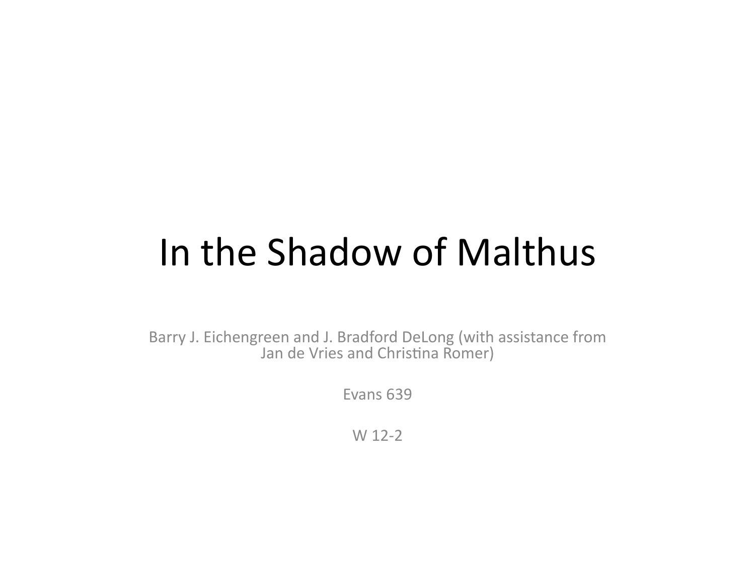# In the Shadow of Malthus

Barry J. Eichengreen and J. Bradford DeLong (with assistance from Jan de Vries and Christina Romer)

Evans 639

W 12-2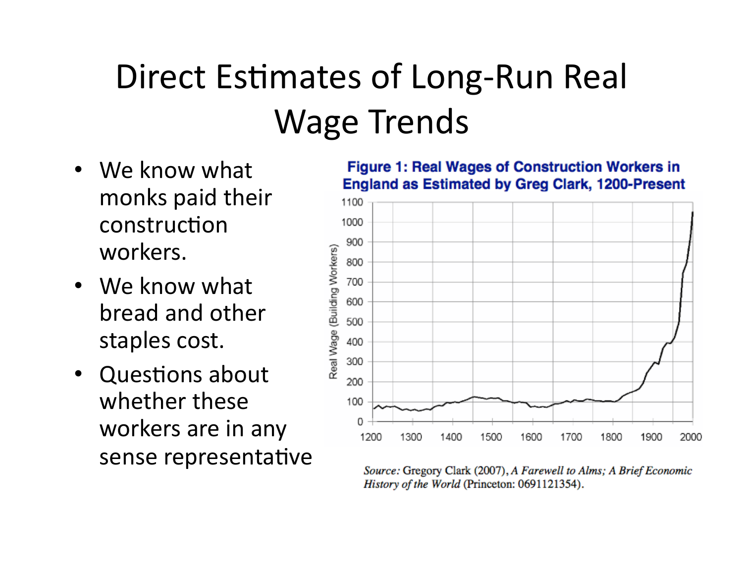# Direct Estimates of Long-Run Real Wage Trends

- We know what monks paid their construction workers.
- We know what bread and other staples cost.
- Questions about whether these workers are in any sense representative

**Figure 1: Real Wages of Construction Workers in England as Estimated by Greg Clark, 1200-Present**

*Source:* Gregory Clark (2007), *A Farewell to Alms; A Brief Economic History of the World* (Princeton: 0691121354).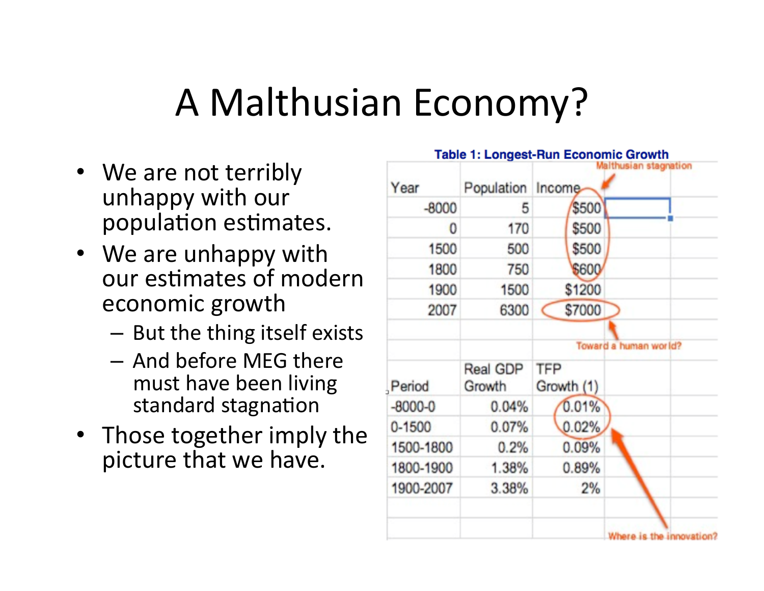# A Malthusian Economy?

- We are not terribly unhappy with our population estimates.
- We are unhappy with our estimates of modern economic growth
  - But the thing itself exists
  - And before MEG there must have been living standard stagnation
- Those together imply the picture that we have.

**Table 1: Longest-Run Economic Growth**

| Year | Population | Income |
|---|---|---|
| -8000 | 5 | $500 |
| 0 | 170 | $500 |
| 1500 | 500 | $500 |
| 1800 | 750 | $600 |
| 1900 | 1500 | $1200 |
| 2007 | 6300 | $7000 |

Malthusian stagnation

Toward a human world?

| Period | Real GDP Growth | TFP Growth (1) |
|---|---|---|
| -8000-0 | 0.04% | 0.01% |
| 0-1500 | 0.07% | 0.02% |
| 1500-1800 | 0.2% | 0.09% |
| 1800-1900 | 1.38% | 0.89% |
| 1900-2007 | 3.38% | 2% |

Where is the innovation?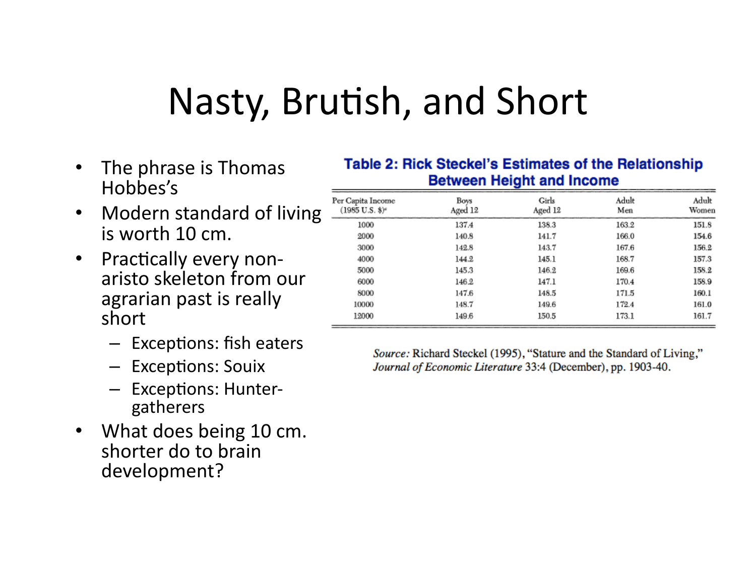# Nasty, Brutish, and Short

- The phrase is Thomas Hobbes's
- Modern standard of living is worth 10 cm.
- Practically every non-aristo skeleton from our agrarian past is really short
  - Exceptions: fish eaters
  - Exceptions: Souix
  - Exceptions: Hunter-gatherers
- What does being 10 cm. shorter do to brain development?

**Table 2: Rick Steckel's Estimates of the Relationship Between Height and Income**

| Per Capita Income (1985 U.S. $)[a] | Boys Aged 12 | Girls Aged 12 | Adult Men | Adult Women |
|---|---|---|---|---|
| 1000 | 137.4 | 138.3 | 163.2 | 151.8 |
| 2000 | 140.8 | 141.7 | 166.0 | 154.6 |
| 3000 | 142.8 | 143.7 | 167.6 | 156.2 |
| 4000 | 144.2 | 145.1 | 168.7 | 157.3 |
| 5000 | 145.3 | 146.2 | 169.6 | 158.2 |
| 6000 | 146.2 | 147.1 | 170.4 | 158.9 |
| 8000 | 147.6 | 148.5 | 171.5 | 160.1 |
| 10000 | 148.7 | 149.6 | 172.4 | 161.0 |
| 12000 | 149.6 | 150.5 | 173.1 | 161.7 |

*Source:* Richard Steckel (1995), "Stature and the Standard of Living," *Journal of Economic Literature* 33:4 (December), pp. 1903-40.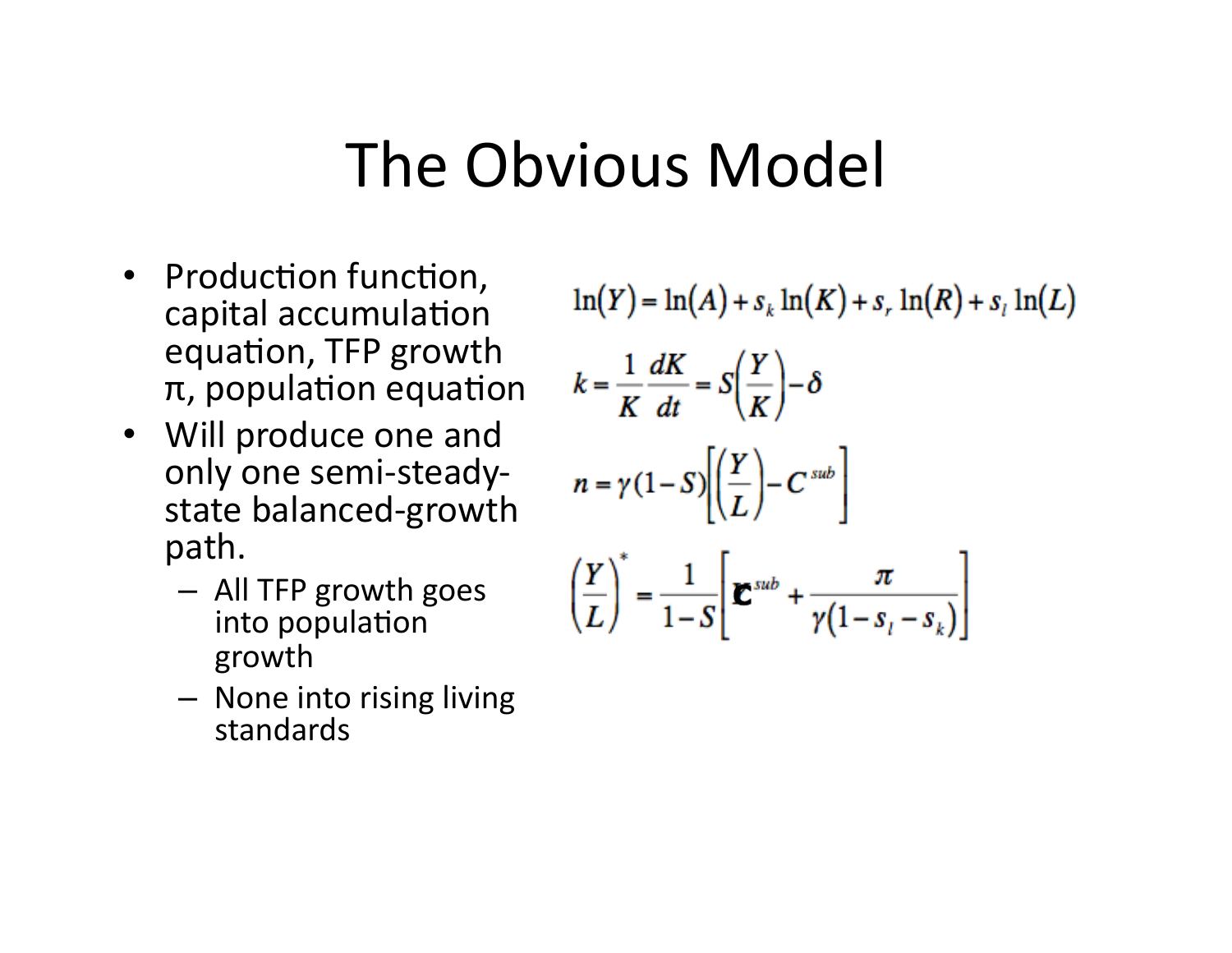# The Obvious Model

- Production function, capital accumulation equation, TFP growth π, population equation
- Will produce one and only one semi-steady-state balanced-growth path.
  - All TFP growth goes into population growth
  - None into rising living standards

$$\ln(Y) = \ln(A) + s_k \ln(K) + s_r \ln(R) + s_l \ln(L)$$

$$k = \frac{1}{K}\frac{dK}{dt} = S\left(\frac{Y}{K}\right) - \delta$$

$$n = \gamma(1-S)\left[\left(\frac{Y}{L}\right) - C^{sub}\right]$$

$$\left(\frac{Y}{L}\right)^* = \frac{1}{1-S}\left[C^{sub} + \frac{\pi}{\gamma(1-s_l-s_k)}\right]$$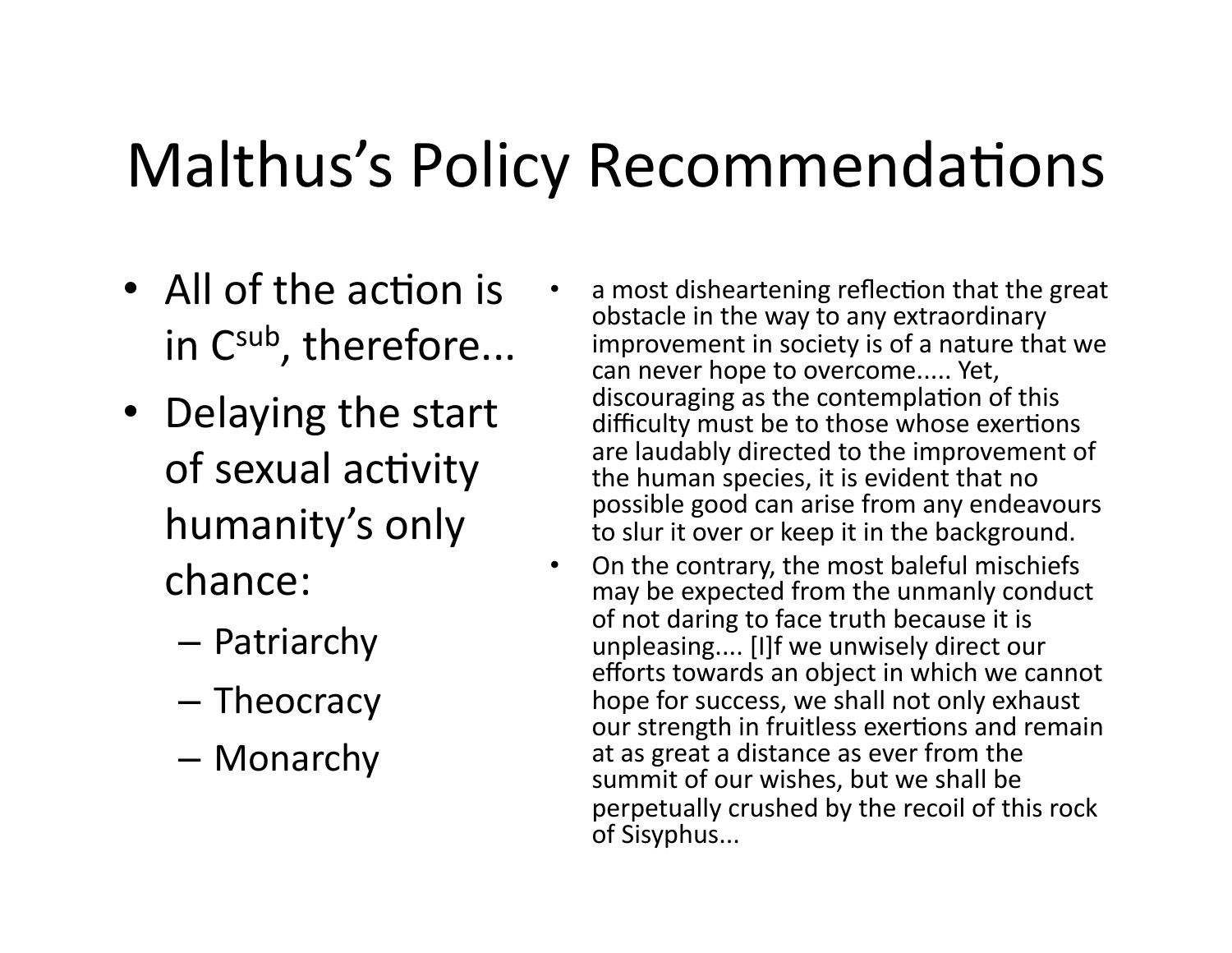# Malthus's Policy Recommendations

- All of the action is in $C^{sub}$, therefore...
- Delaying the start of sexual activity humanity's only chance:
  - Patriarchy
  - Theocracy
  - Monarchy

- a most disheartening reflection that the great obstacle in the way to any extraordinary improvement in society is of a nature that we can never hope to overcome..... Yet, discouraging as the contemplation of this difficulty must be to those whose exertions are laudably directed to the improvement of the human species, it is evident that no possible good can arise from any endeavours to slur it over or keep it in the background.
- On the contrary, the most baleful mischiefs may be expected from the unmanly conduct of not daring to face truth because it is unpleasing.... [I]f we unwisely direct our efforts towards an object in which we cannot hope for success, we shall not only exhaust our strength in fruitless exertions and remain at as great a distance as ever from the summit of our wishes, but we shall be perpetually crushed by the recoil of this rock of Sisyphus...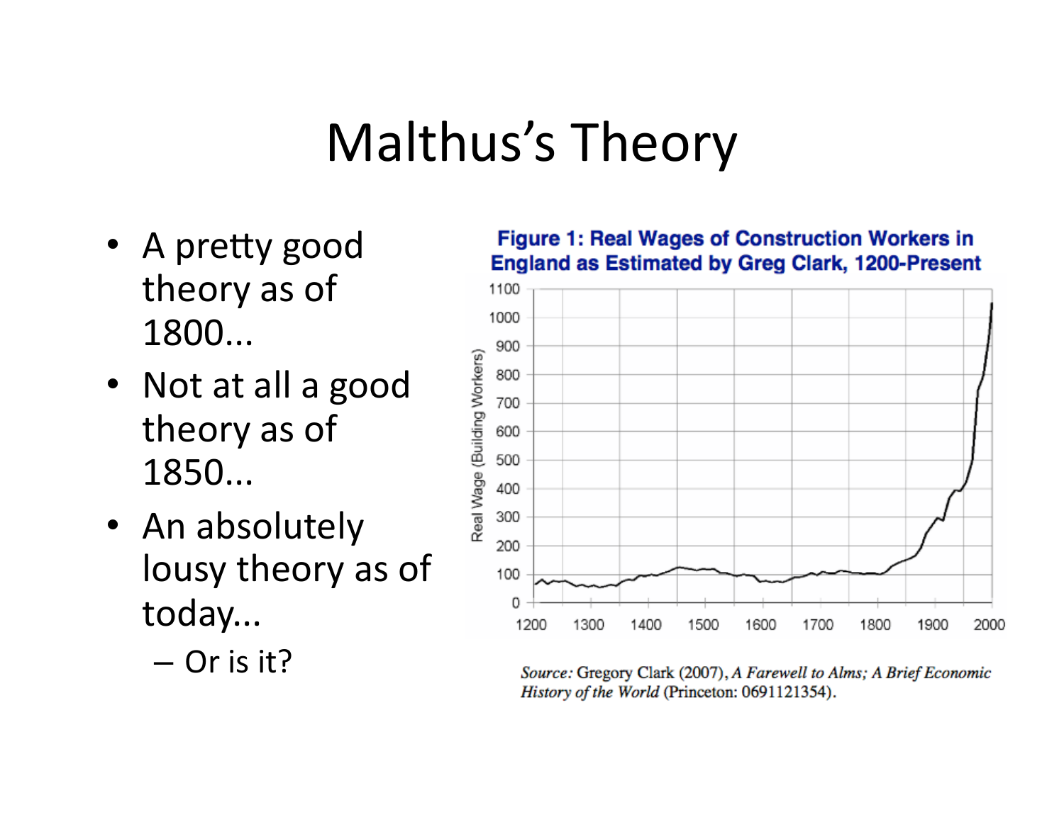# Malthus's Theory

- A pretty good theory as of 1800...
- Not at all a good theory as of 1850...
- An absolutely lousy theory as of today...
  - Or is it?

**Figure 1: Real Wages of Construction Workers in England as Estimated by Greg Clark, 1200-Present**

*Source:* Gregory Clark (2007), *A Farewell to Alms; A Brief Economic History of the World* (Princeton: 0691121354).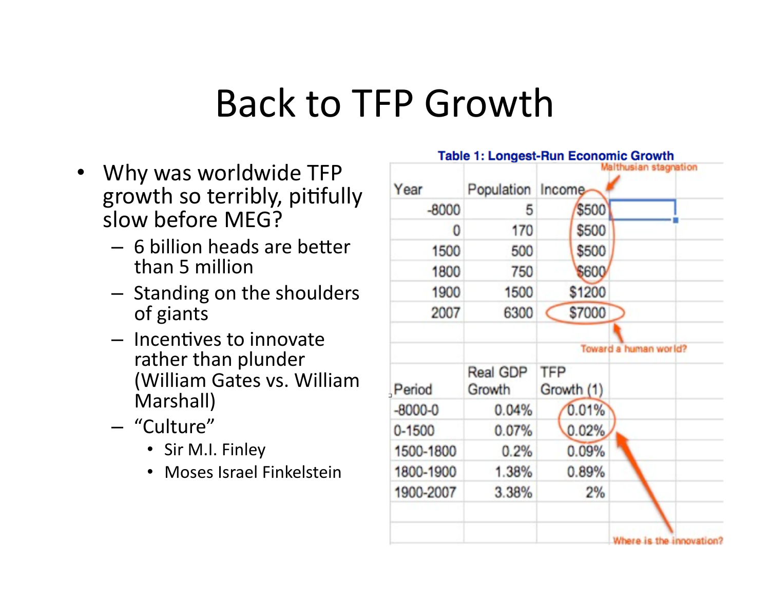# Back to TFP Growth

- Why was worldwide TFP growth so terribly, pitifully slow before MEG?
  - 6 billion heads are better than 5 million
  - Standing on the shoulders of giants
  - Incentives to innovate rather than plunder (William Gates vs. William Marshall)
  - "Culture"
    - Sir M.I. Finley
    - Moses Israel Finkelstein

**Table 1: Longest-Run Economic Growth**

| Year | Population | Income |
|---|---|---|
| -8000 | 5 | $500 |
| 0 | 170 | $500 |
| 1500 | 500 | $500 |
| 1800 | 750 | $600 |
| 1900 | 1500 | $1200 |
| 2007 | 6300 | $7000 |

Malthusian stagnation

Toward a human world?

| Period | Real GDP Growth | TFP Growth (1) |
|---|---|---|
| -8000-0 | 0.04% | 0.01% |
| 0-1500 | 0.07% | 0.02% |
| 1500-1800 | 0.2% | 0.09% |
| 1800-1900 | 1.38% | 0.89% |
| 1900-2007 | 3.38% | 2% |

Where is the innovation?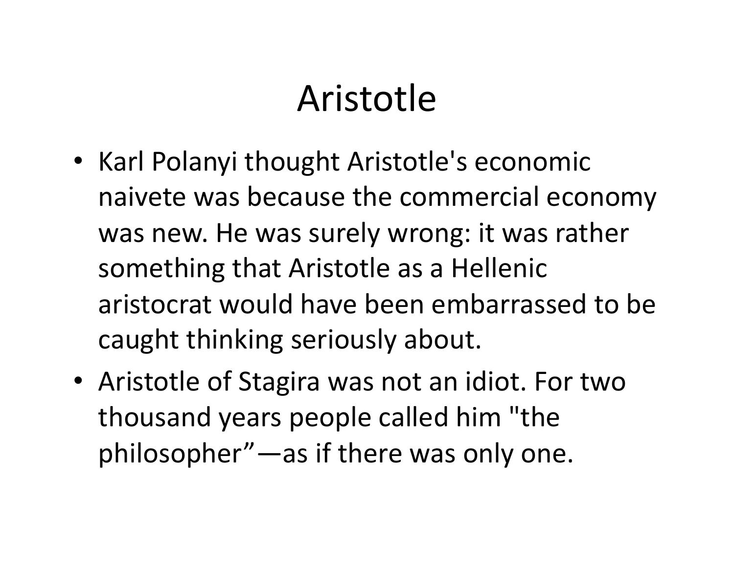# Aristotle

- Karl Polanyi thought Aristotle's economic naivete was because the commercial economy was new. He was surely wrong: it was rather something that Aristotle as a Hellenic aristocrat would have been embarrassed to be caught thinking seriously about.
- Aristotle of Stagira was not an idiot. For two thousand years people called him "the philosopher"—as if there was only one.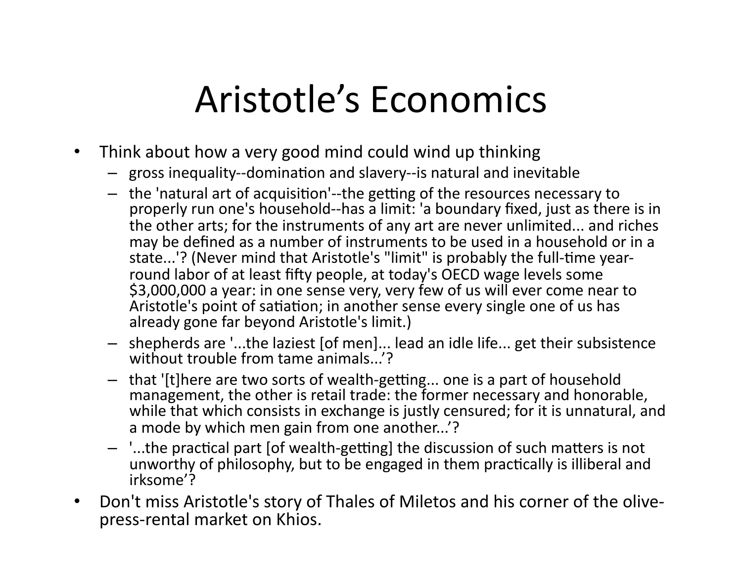# Aristotle's Economics

- Think about how a very good mind could wind up thinking
  - gross inequality--domination and slavery--is natural and inevitable
  - the 'natural art of acquisition'--the getting of the resources necessary to properly run one's household--has a limit: 'a boundary fixed, just as there is in the other arts; for the instruments of any art are never unlimited... and riches may be defined as a number of instruments to be used in a household or in a state...'? (Never mind that Aristotle's "limit" is probably the full-time year-round labor of at least fifty people, at today's OECD wage levels some $3,000,000 a year: in one sense very, very few of us will ever come near to Aristotle's point of satiation; in another sense every single one of us has already gone far beyond Aristotle's limit.)
  - shepherds are '...the laziest [of men]... lead an idle life... get their subsistence without trouble from tame animals...'?
  - that '[t]here are two sorts of wealth-getting... one is a part of household management, the other is retail trade: the former necessary and honorable, while that which consists in exchange is justly censured; for it is unnatural, and a mode by which men gain from one another...'?
  - '...the practical part [of wealth-getting] the discussion of such matters is not unworthy of philosophy, but to be engaged in them practically is illiberal and irksome'?
- Don't miss Aristotle's story of Thales of Miletos and his corner of the olive-press-rental market on Khios.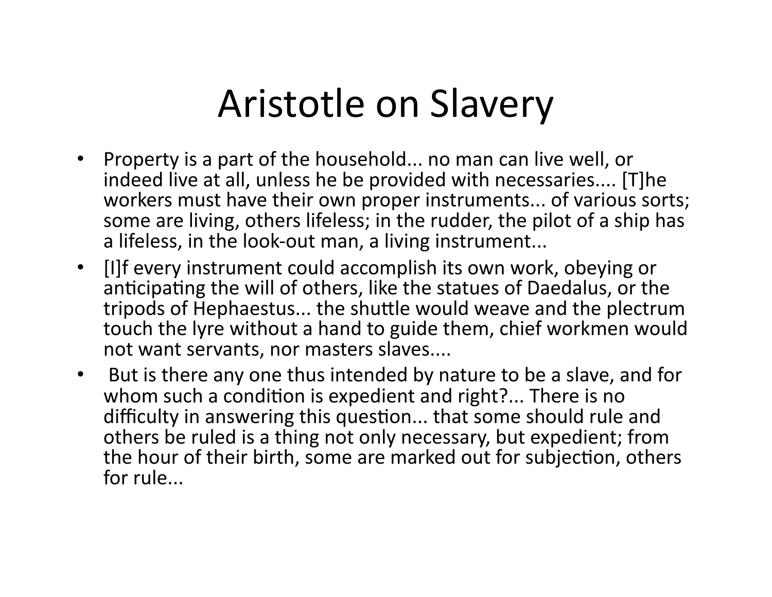# Aristotle on Slavery

- Property is a part of the household... no man can live well, or indeed live at all, unless he be provided with necessaries.... [T]he workers must have their own proper instruments... of various sorts; some are living, others lifeless; in the rudder, the pilot of a ship has a lifeless, in the look-out man, a living instrument...
- [I]f every instrument could accomplish its own work, obeying or anticipating the will of others, like the statues of Daedalus, or the tripods of Hephaestus... the shuttle would weave and the plectrum touch the lyre without a hand to guide them, chief workmen would not want servants, nor masters slaves....
- But is there any one thus intended by nature to be a slave, and for whom such a condition is expedient and right?... There is no difficulty in answering this question... that some should rule and others be ruled is a thing not only necessary, but expedient; from the hour of their birth, some are marked out for subjection, others for rule...